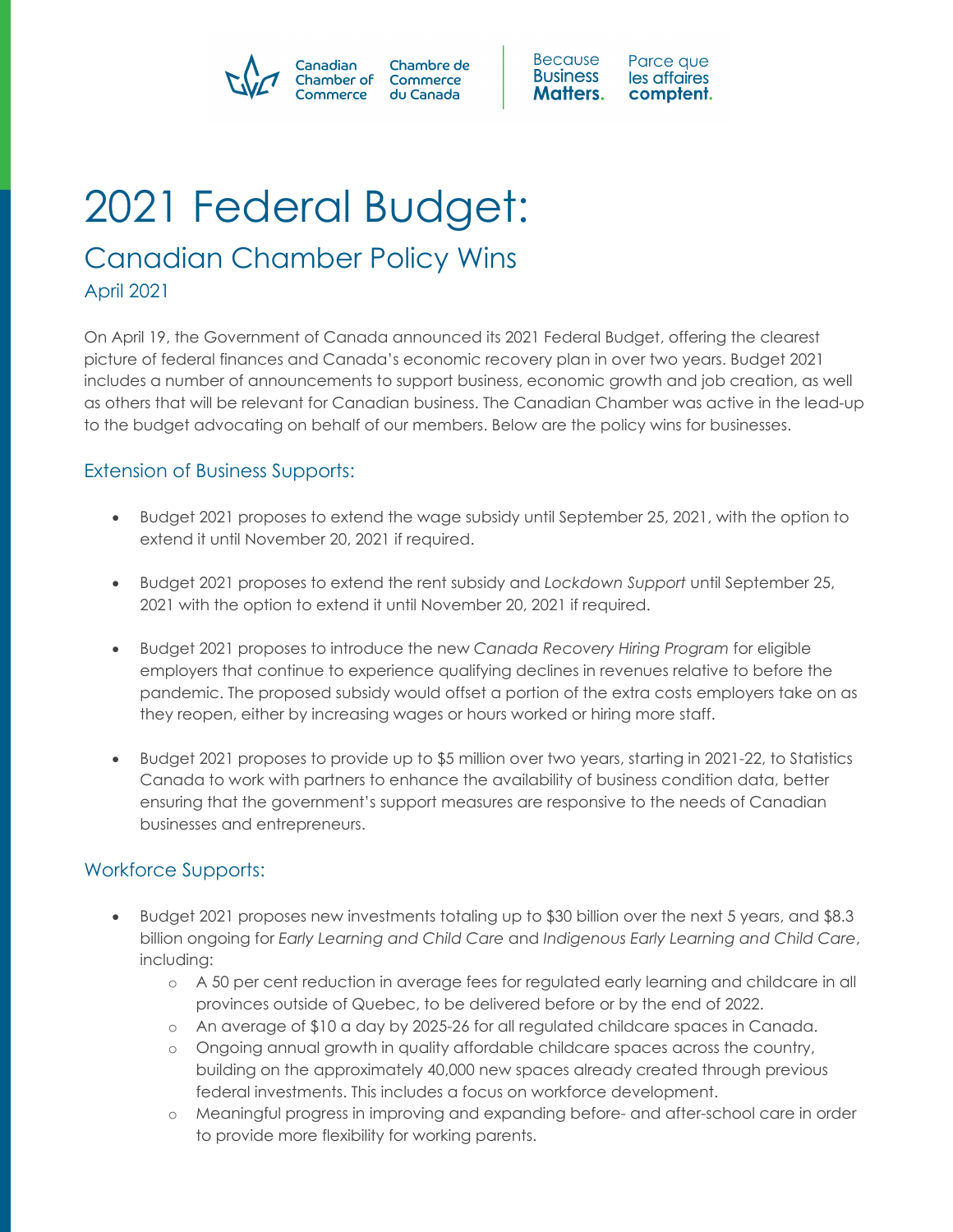Canadian Chamber of Commerce | Chambre de Commerce du Canada

Because Business Matters. | Parce que les affaires comptent.

# 2021 Federal Budget:

## Canadian Chamber Policy Wins

April 2021

On April 19, the Government of Canada announced its 2021 Federal Budget, offering the clearest picture of federal finances and Canada's economic recovery plan in over two years. Budget 2021 includes a number of announcements to support business, economic growth and job creation, as well as others that will be relevant for Canadian business. The Canadian Chamber was active in the lead-up to the budget advocating on behalf of our members. Below are the policy wins for businesses.

### Extension of Business Supports:

- Budget 2021 proposes to extend the wage subsidy until September 25, 2021, with the option to extend it until November 20, 2021 if required.
- Budget 2021 proposes to extend the rent subsidy and *Lockdown Support* until September 25, 2021 with the option to extend it until November 20, 2021 if required.
- Budget 2021 proposes to introduce the new *Canada Recovery Hiring Program* for eligible employers that continue to experience qualifying declines in revenues relative to before the pandemic. The proposed subsidy would offset a portion of the extra costs employers take on as they reopen, either by increasing wages or hours worked or hiring more staff.
- Budget 2021 proposes to provide up to $5 million over two years, starting in 2021-22, to Statistics Canada to work with partners to enhance the availability of business condition data, better ensuring that the government's support measures are responsive to the needs of Canadian businesses and entrepreneurs.

### Workforce Supports:

- Budget 2021 proposes new investments totaling up to $30 billion over the next 5 years, and $8.3 billion ongoing for *Early Learning and Child Care* and *Indigenous Early Learning and Child Care*, including:
    - A 50 per cent reduction in average fees for regulated early learning and childcare in all provinces outside of Quebec, to be delivered before or by the end of 2022.
    - An average of $10 a day by 2025-26 for all regulated childcare spaces in Canada.
    - Ongoing annual growth in quality affordable childcare spaces across the country, building on the approximately 40,000 new spaces already created through previous federal investments. This includes a focus on workforce development.
    - Meaningful progress in improving and expanding before- and after-school care in order to provide more flexibility for working parents.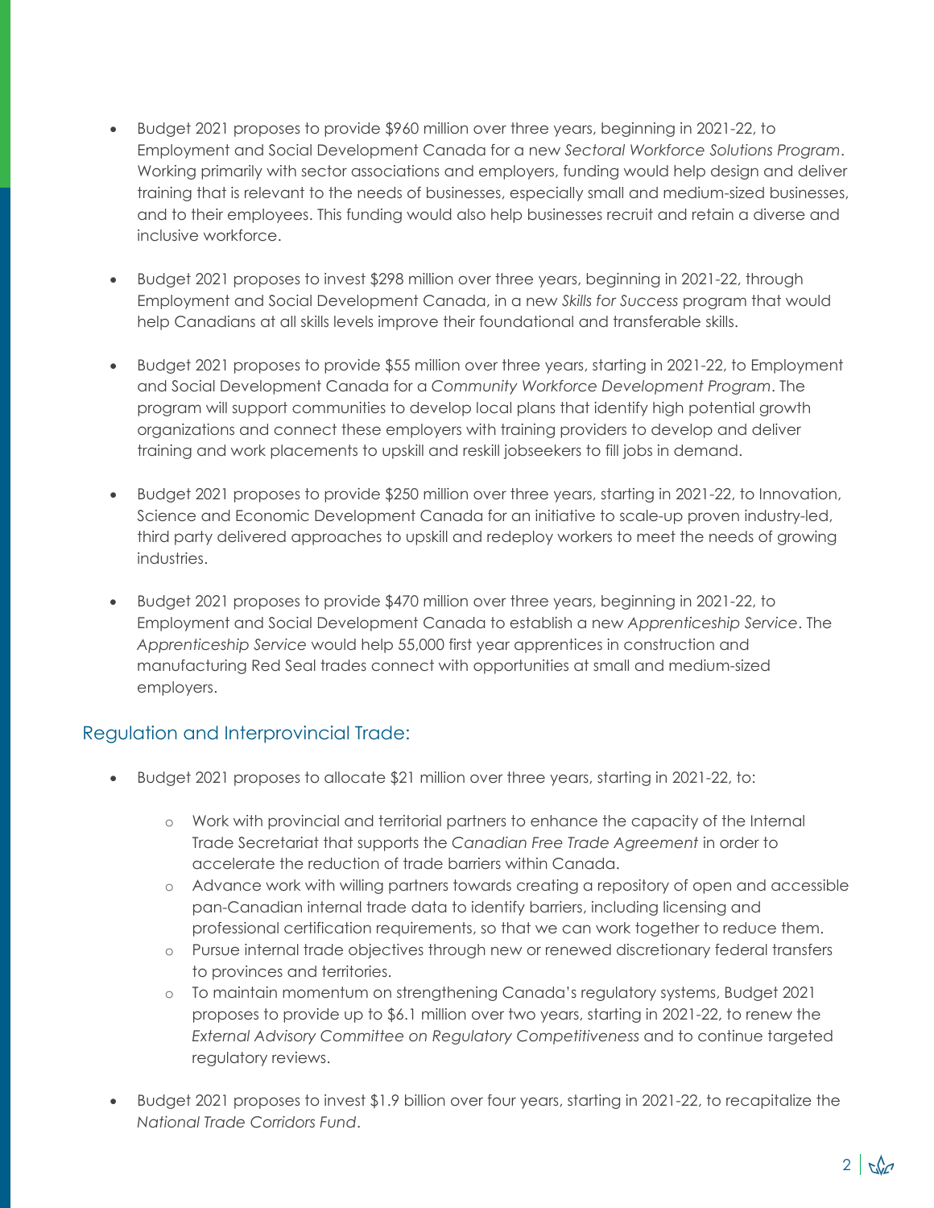- Budget 2021 proposes to provide $960 million over three years, beginning in 2021-22, to Employment and Social Development Canada for a new *Sectoral Workforce Solutions Program*. Working primarily with sector associations and employers, funding would help design and deliver training that is relevant to the needs of businesses, especially small and medium-sized businesses, and to their employees. This funding would also help businesses recruit and retain a diverse and inclusive workforce.

- Budget 2021 proposes to invest $298 million over three years, beginning in 2021-22, through Employment and Social Development Canada, in a new *Skills for Success* program that would help Canadians at all skills levels improve their foundational and transferable skills.

- Budget 2021 proposes to provide $55 million over three years, starting in 2021-22, to Employment and Social Development Canada for a *Community Workforce Development Program*. The program will support communities to develop local plans that identify high potential growth organizations and connect these employers with training providers to develop and deliver training and work placements to upskill and reskill jobseekers to fill jobs in demand.

- Budget 2021 proposes to provide $250 million over three years, starting in 2021-22, to Innovation, Science and Economic Development Canada for an initiative to scale-up proven industry-led, third party delivered approaches to upskill and redeploy workers to meet the needs of growing industries.

- Budget 2021 proposes to provide $470 million over three years, beginning in 2021-22, to Employment and Social Development Canada to establish a new *Apprenticeship Service*. The *Apprenticeship Service* would help 55,000 first year apprentices in construction and manufacturing Red Seal trades connect with opportunities at small and medium-sized employers.

## Regulation and Interprovincial Trade:

- Budget 2021 proposes to allocate $21 million over three years, starting in 2021-22, to:
  - Work with provincial and territorial partners to enhance the capacity of the Internal Trade Secretariat that supports the *Canadian Free Trade Agreement* in order to accelerate the reduction of trade barriers within Canada.
  - Advance work with willing partners towards creating a repository of open and accessible pan-Canadian internal trade data to identify barriers, including licensing and professional certification requirements, so that we can work together to reduce them.
  - Pursue internal trade objectives through new or renewed discretionary federal transfers to provinces and territories.
  - To maintain momentum on strengthening Canada's regulatory systems, Budget 2021 proposes to provide up to $6.1 million over two years, starting in 2021-22, to renew the *External Advisory Committee on Regulatory Competitiveness* and to continue targeted regulatory reviews.

- Budget 2021 proposes to invest $1.9 billion over four years, starting in 2021-22, to recapitalize the *National Trade Corridors Fund*.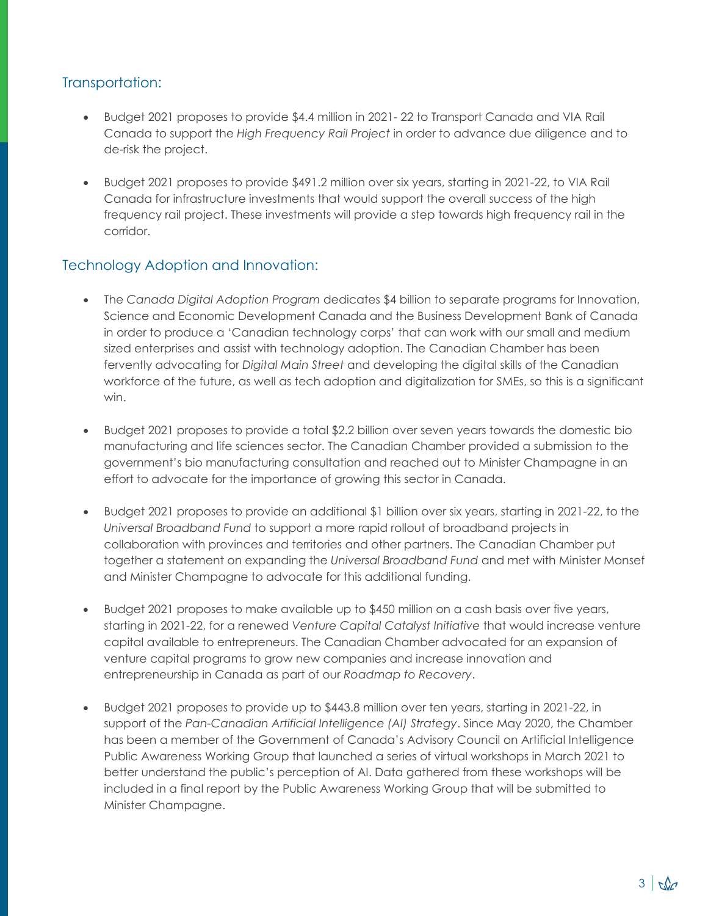## Transportation:

- Budget 2021 proposes to provide $4.4 million in 2021- 22 to Transport Canada and VIA Rail Canada to support the *High Frequency Rail Project* in order to advance due diligence and to de-risk the project.

- Budget 2021 proposes to provide $491.2 million over six years, starting in 2021-22, to VIA Rail Canada for infrastructure investments that would support the overall success of the high frequency rail project. These investments will provide a step towards high frequency rail in the corridor.

## Technology Adoption and Innovation:

- The *Canada Digital Adoption Program* dedicates $4 billion to separate programs for Innovation, Science and Economic Development Canada and the Business Development Bank of Canada in order to produce a 'Canadian technology corps' that can work with our small and medium sized enterprises and assist with technology adoption. The Canadian Chamber has been fervently advocating for *Digital Main Street* and developing the digital skills of the Canadian workforce of the future, as well as tech adoption and digitalization for SMEs, so this is a significant win.

- Budget 2021 proposes to provide a total $2.2 billion over seven years towards the domestic bio manufacturing and life sciences sector. The Canadian Chamber provided a submission to the government's bio manufacturing consultation and reached out to Minister Champagne in an effort to advocate for the importance of growing this sector in Canada.

- Budget 2021 proposes to provide an additional $1 billion over six years, starting in 2021-22, to the *Universal Broadband Fund* to support a more rapid rollout of broadband projects in collaboration with provinces and territories and other partners. The Canadian Chamber put together a statement on expanding the *Universal Broadband Fund* and met with Minister Monsef and Minister Champagne to advocate for this additional funding.

- Budget 2021 proposes to make available up to $450 million on a cash basis over five years, starting in 2021-22, for a renewed *Venture Capital Catalyst Initiative* that would increase venture capital available to entrepreneurs. The Canadian Chamber advocated for an expansion of venture capital programs to grow new companies and increase innovation and entrepreneurship in Canada as part of our *Roadmap to Recovery*.

- Budget 2021 proposes to provide up to $443.8 million over ten years, starting in 2021-22, in support of the *Pan-Canadian Artificial Intelligence (AI) Strategy*. Since May 2020, the Chamber has been a member of the Government of Canada's Advisory Council on Artificial Intelligence Public Awareness Working Group that launched a series of virtual workshops in March 2021 to better understand the public's perception of AI. Data gathered from these workshops will be included in a final report by the Public Awareness Working Group that will be submitted to Minister Champagne.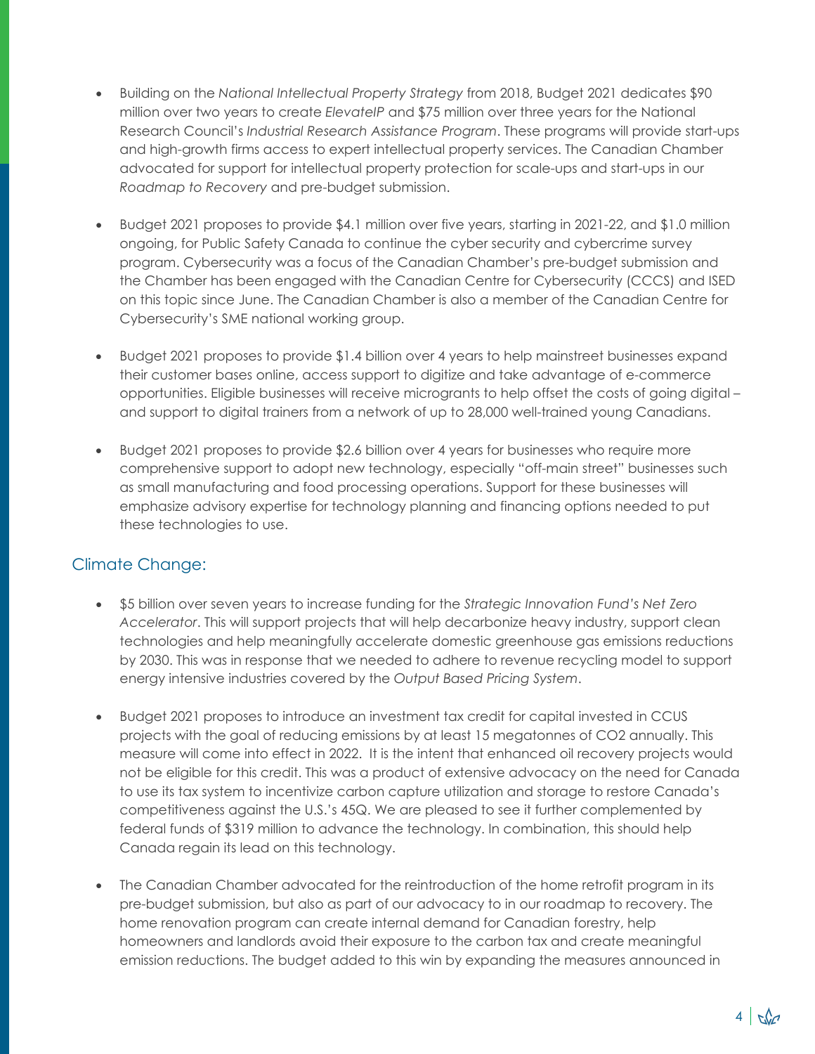- Building on the *National Intellectual Property Strategy* from 2018, Budget 2021 dedicates $90 million over two years to create *ElevateIP* and $75 million over three years for the National Research Council's *Industrial Research Assistance Program*. These programs will provide start-ups and high-growth firms access to expert intellectual property services. The Canadian Chamber advocated for support for intellectual property protection for scale-ups and start-ups in our *Roadmap to Recovery* and pre-budget submission.

- Budget 2021 proposes to provide $4.1 million over five years, starting in 2021-22, and $1.0 million ongoing, for Public Safety Canada to continue the cyber security and cybercrime survey program. Cybersecurity was a focus of the Canadian Chamber's pre-budget submission and the Chamber has been engaged with the Canadian Centre for Cybersecurity (CCCS) and ISED on this topic since June. The Canadian Chamber is also a member of the Canadian Centre for Cybersecurity's SME national working group.

- Budget 2021 proposes to provide $1.4 billion over 4 years to help mainstreet businesses expand their customer bases online, access support to digitize and take advantage of e-commerce opportunities. Eligible businesses will receive microgrants to help offset the costs of going digital – and support to digital trainers from a network of up to 28,000 well-trained young Canadians.

- Budget 2021 proposes to provide $2.6 billion over 4 years for businesses who require more comprehensive support to adopt new technology, especially "off-main street" businesses such as small manufacturing and food processing operations. Support for these businesses will emphasize advisory expertise for technology planning and financing options needed to put these technologies to use.

## Climate Change:

- $5 billion over seven years to increase funding for the *Strategic Innovation Fund's Net Zero Accelerator*. This will support projects that will help decarbonize heavy industry, support clean technologies and help meaningfully accelerate domestic greenhouse gas emissions reductions by 2030. This was in response that we needed to adhere to revenue recycling model to support energy intensive industries covered by the *Output Based Pricing System*.

- Budget 2021 proposes to introduce an investment tax credit for capital invested in CCUS projects with the goal of reducing emissions by at least 15 megatonnes of $CO_2$ annually. This measure will come into effect in 2022. It is the intent that enhanced oil recovery projects would not be eligible for this credit. This was a product of extensive advocacy on the need for Canada to use its tax system to incentivize carbon capture utilization and storage to restore Canada's competitiveness against the U.S.'s 45Q. We are pleased to see it further complemented by federal funds of $319 million to advance the technology. In combination, this should help Canada regain its lead on this technology.

- The Canadian Chamber advocated for the reintroduction of the home retrofit program in its pre-budget submission, but also as part of our advocacy to in our roadmap to recovery. The home renovation program can create internal demand for Canadian forestry, help homeowners and landlords avoid their exposure to the carbon tax and create meaningful emission reductions. The budget added to this win by expanding the measures announced in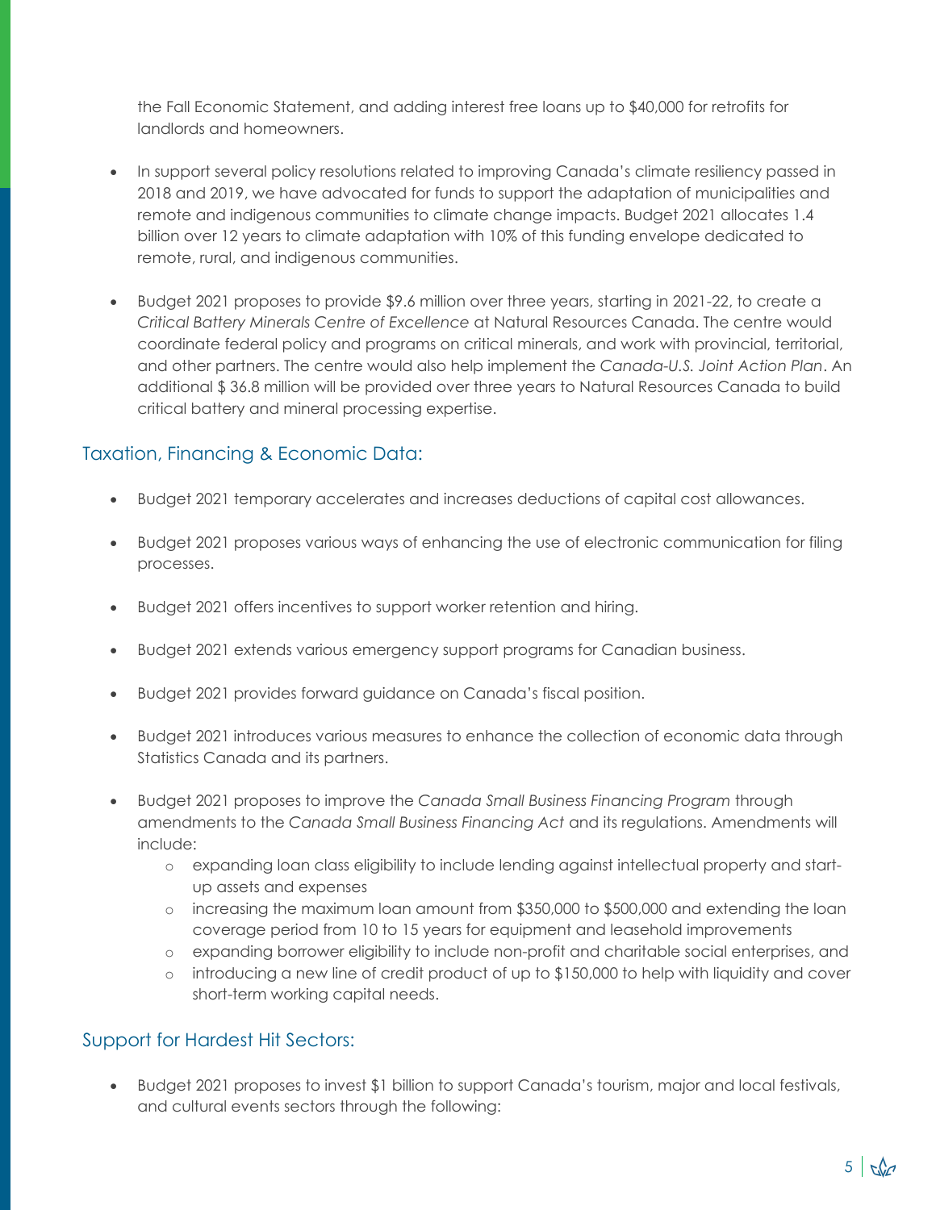the Fall Economic Statement, and adding interest free loans up to $40,000 for retrofits for landlords and homeowners.

- In support several policy resolutions related to improving Canada's climate resiliency passed in 2018 and 2019, we have advocated for funds to support the adaptation of municipalities and remote and indigenous communities to climate change impacts. Budget 2021 allocates 1.4 billion over 12 years to climate adaptation with 10% of this funding envelope dedicated to remote, rural, and indigenous communities.

- Budget 2021 proposes to provide $9.6 million over three years, starting in 2021-22, to create a *Critical Battery Minerals Centre of Excellence* at Natural Resources Canada. The centre would coordinate federal policy and programs on critical minerals, and work with provincial, territorial, and other partners. The centre would also help implement the *Canada-U.S. Joint Action Plan*. An additional $ 36.8 million will be provided over three years to Natural Resources Canada to build critical battery and mineral processing expertise.

## Taxation, Financing & Economic Data:

- Budget 2021 temporary accelerates and increases deductions of capital cost allowances.

- Budget 2021 proposes various ways of enhancing the use of electronic communication for filing processes.

- Budget 2021 offers incentives to support worker retention and hiring.

- Budget 2021 extends various emergency support programs for Canadian business.

- Budget 2021 provides forward guidance on Canada's fiscal position.

- Budget 2021 introduces various measures to enhance the collection of economic data through Statistics Canada and its partners.

- Budget 2021 proposes to improve the *Canada Small Business Financing Program* through amendments to the *Canada Small Business Financing Act* and its regulations. Amendments will include:
    - expanding loan class eligibility to include lending against intellectual property and start-up assets and expenses
    - increasing the maximum loan amount from $350,000 to $500,000 and extending the loan coverage period from 10 to 15 years for equipment and leasehold improvements
    - expanding borrower eligibility to include non-profit and charitable social enterprises, and
    - introducing a new line of credit product of up to $150,000 to help with liquidity and cover short-term working capital needs.

## Support for Hardest Hit Sectors:

- Budget 2021 proposes to invest $1 billion to support Canada's tourism, major and local festivals, and cultural events sectors through the following: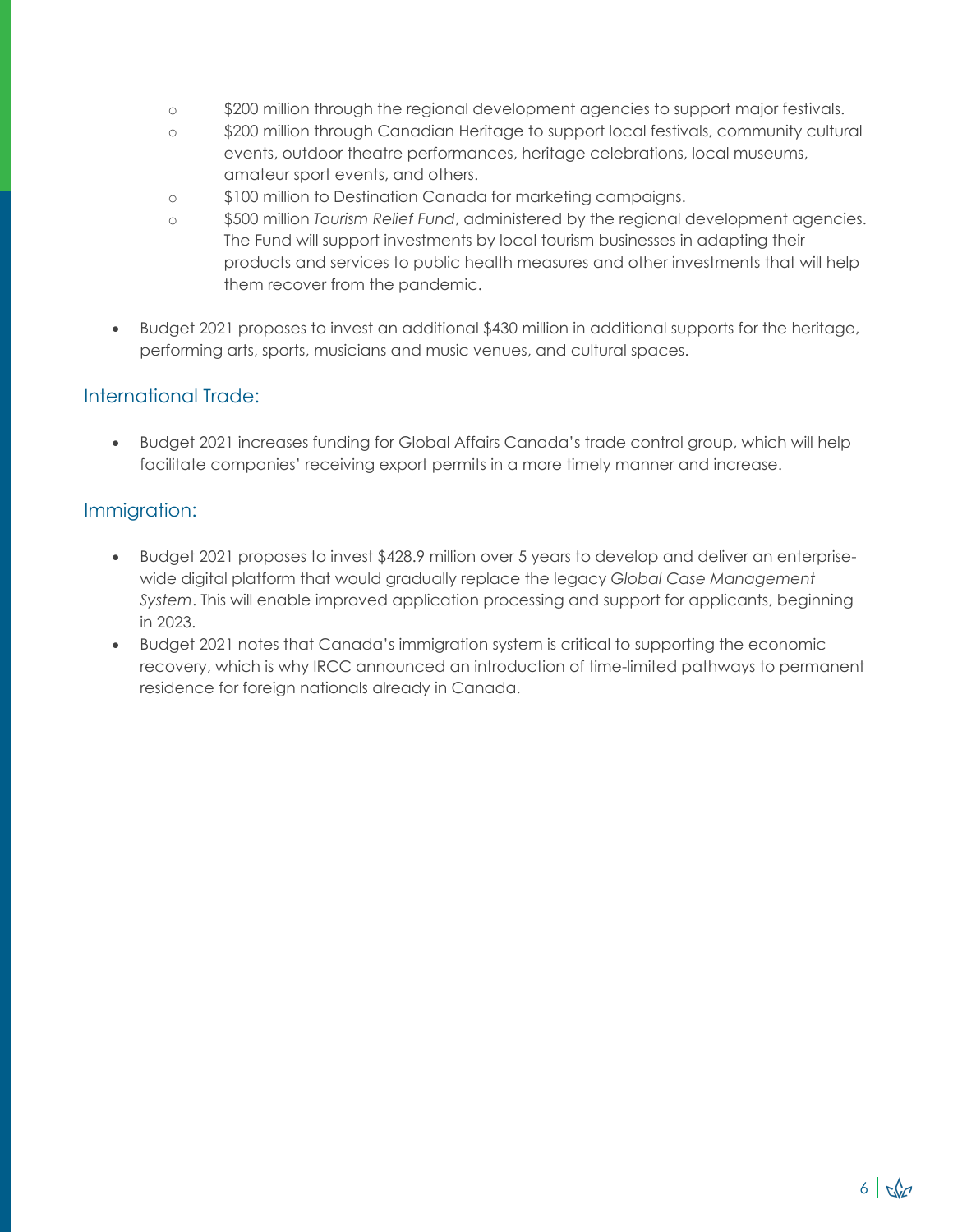- $200 million through the regional development agencies to support major festivals.
  - $200 million through Canadian Heritage to support local festivals, community cultural events, outdoor theatre performances, heritage celebrations, local museums, amateur sport events, and others.
  - $100 million to Destination Canada for marketing campaigns.
  - $500 million *Tourism Relief Fund*, administered by the regional development agencies. The Fund will support investments by local tourism businesses in adapting their products and services to public health measures and other investments that will help them recover from the pandemic.

- Budget 2021 proposes to invest an additional $430 million in additional supports for the heritage, performing arts, sports, musicians and music venues, and cultural spaces.

## International Trade:

- Budget 2021 increases funding for Global Affairs Canada's trade control group, which will help facilitate companies' receiving export permits in a more timely manner and increase.

## Immigration:

- Budget 2021 proposes to invest $428.9 million over 5 years to develop and deliver an enterprise-wide digital platform that would gradually replace the legacy *Global Case Management System*. This will enable improved application processing and support for applicants, beginning in 2023.
- Budget 2021 notes that Canada's immigration system is critical to supporting the economic recovery, which is why IRCC announced an introduction of time-limited pathways to permanent residence for foreign nationals already in Canada.